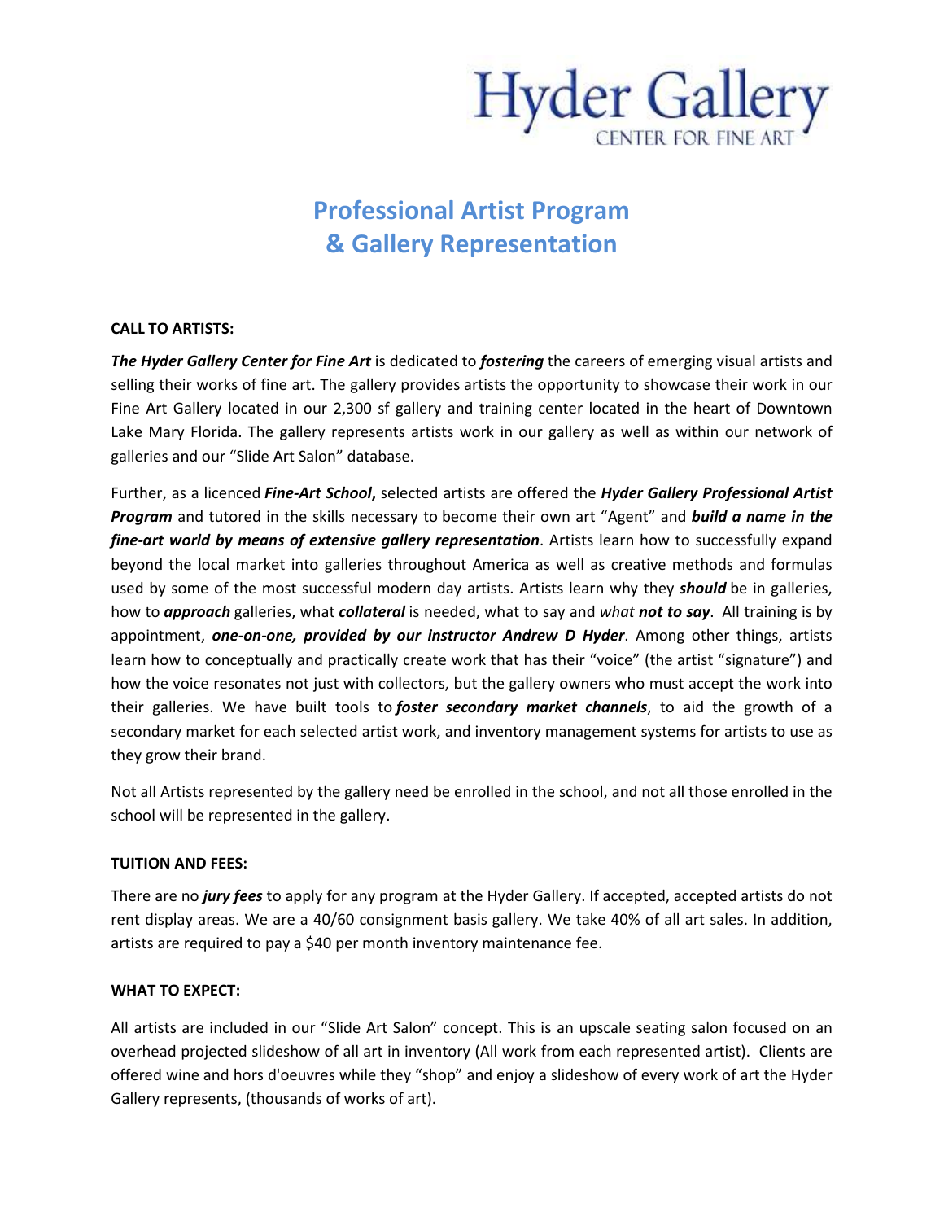Hyder Gallery
CENTER FOR FINE ART

# Professional Artist Program & Gallery Representation

**CALL TO ARTISTS:**

***The Hyder Gallery Center for Fine Art*** is dedicated to ***fostering*** the careers of emerging visual artists and selling their works of fine art. The gallery provides artists the opportunity to showcase their work in our Fine Art Gallery located in our 2,300 sf gallery and training center located in the heart of Downtown Lake Mary Florida. The gallery represents artists work in our gallery as well as within our network of galleries and our "Slide Art Salon" database.

Further, as a licenced ***Fine-Art School*****,** selected artists are offered the ***Hyder Gallery Professional Artist Program*** and tutored in the skills necessary to become their own art "Agent" and ***build a name in the fine-art world by means of extensive gallery representation***. Artists learn how to successfully expand beyond the local market into galleries throughout America as well as creative methods and formulas used by some of the most successful modern day artists. Artists learn why they ***should*** be in galleries, how to ***approach*** galleries, what ***collateral*** is needed, what to say and *what* ***not to say***. All training is by appointment, ***one-on-one, provided by our instructor Andrew D Hyder***. Among other things, artists learn how to conceptually and practically create work that has their "voice" (the artist "signature") and how the voice resonates not just with collectors, but the gallery owners who must accept the work into their galleries. We have built tools to ***foster secondary market channels***, to aid the growth of a secondary market for each selected artist work, and inventory management systems for artists to use as they grow their brand.

Not all Artists represented by the gallery need be enrolled in the school, and not all those enrolled in the school will be represented in the gallery.

**TUITION AND FEES:**

There are no ***jury fees*** to apply for any program at the Hyder Gallery. If accepted, accepted artists do not rent display areas. We are a 40/60 consignment basis gallery. We take 40% of all art sales. In addition, artists are required to pay a $40 per month inventory maintenance fee.

**WHAT TO EXPECT:**

All artists are included in our "Slide Art Salon" concept. This is an upscale seating salon focused on an overhead projected slideshow of all art in inventory (All work from each represented artist). Clients are offered wine and hors d'oeuvres while they "shop" and enjoy a slideshow of every work of art the Hyder Gallery represents, (thousands of works of art).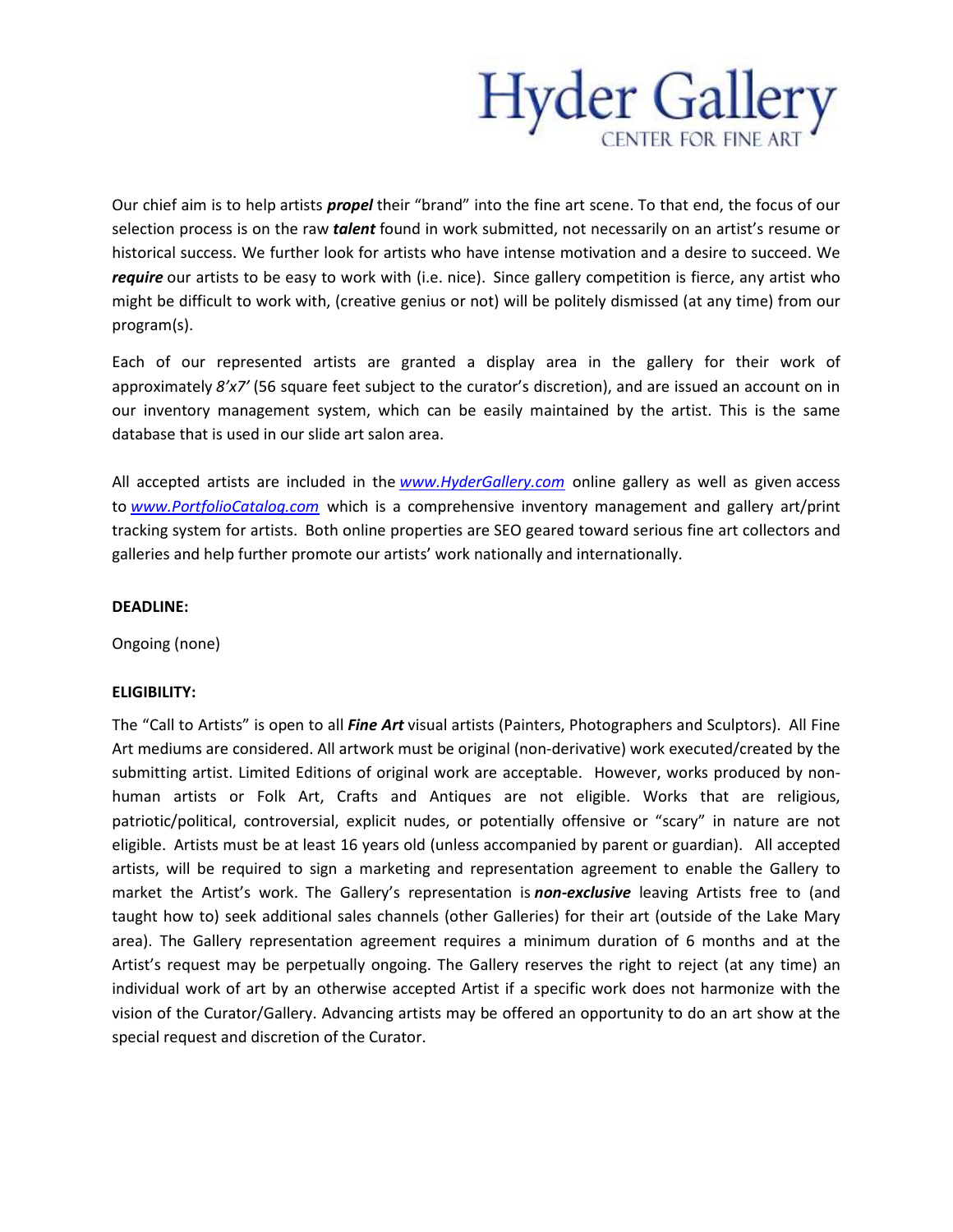# Hyder Gallery

CENTER FOR FINE ART

Our chief aim is to help artists ***propel*** their "brand" into the fine art scene. To that end, the focus of our selection process is on the raw ***talent*** found in work submitted, not necessarily on an artist's resume or historical success. We further look for artists who have intense motivation and a desire to succeed. We ***require*** our artists to be easy to work with (i.e. nice). Since gallery competition is fierce, any artist who might be difficult to work with, (creative genius or not) will be politely dismissed (at any time) from our program(s).

Each of our represented artists are granted a display area in the gallery for their work of approximately *8'x7'* (56 square feet subject to the curator's discretion), and are issued an account on in our inventory management system, which can be easily maintained by the artist. This is the same database that is used in our slide art salon area.

All accepted artists are included in the *www.HyderGallery.com* online gallery as well as given access to *www.PortfolioCatalog.com* which is a comprehensive inventory management and gallery art/print tracking system for artists. Both online properties are SEO geared toward serious fine art collectors and galleries and help further promote our artists' work nationally and internationally.

**DEADLINE:**

Ongoing (none)

**ELIGIBILITY:**

The "Call to Artists" is open to all ***Fine Art*** visual artists (Painters, Photographers and Sculptors). All Fine Art mediums are considered. All artwork must be original (non-derivative) work executed/created by the submitting artist. Limited Editions of original work are acceptable. However, works produced by non-human artists or Folk Art, Crafts and Antiques are not eligible. Works that are religious, patriotic/political, controversial, explicit nudes, or potentially offensive or "scary" in nature are not eligible. Artists must be at least 16 years old (unless accompanied by parent or guardian). All accepted artists, will be required to sign a marketing and representation agreement to enable the Gallery to market the Artist's work. The Gallery's representation is ***non-exclusive*** leaving Artists free to (and taught how to) seek additional sales channels (other Galleries) for their art (outside of the Lake Mary area). The Gallery representation agreement requires a minimum duration of 6 months and at the Artist's request may be perpetually ongoing. The Gallery reserves the right to reject (at any time) an individual work of art by an otherwise accepted Artist if a specific work does not harmonize with the vision of the Curator/Gallery. Advancing artists may be offered an opportunity to do an art show at the special request and discretion of the Curator.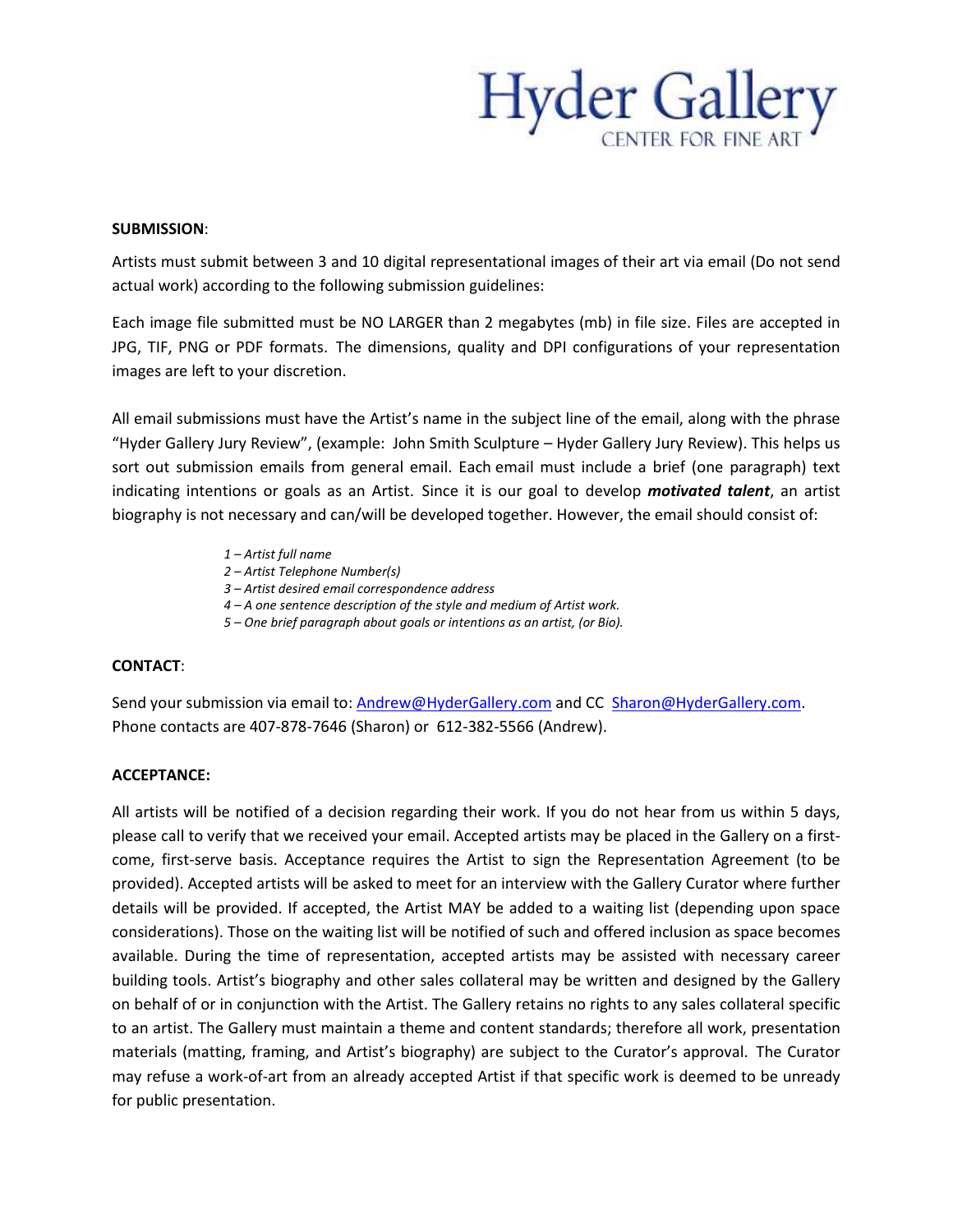# Hyder Gallery
CENTER FOR FINE ART

**SUBMISSION**:

Artists must submit between 3 and 10 digital representational images of their art via email (Do not send actual work) according to the following submission guidelines:

Each image file submitted must be NO LARGER than 2 megabytes (mb) in file size. Files are accepted in JPG, TIF, PNG or PDF formats. The dimensions, quality and DPI configurations of your representation images are left to your discretion.

All email submissions must have the Artist's name in the subject line of the email, along with the phrase "Hyder Gallery Jury Review", (example: John Smith Sculpture – Hyder Gallery Jury Review). This helps us sort out submission emails from general email. Each email must include a brief (one paragraph) text indicating intentions or goals as an Artist. Since it is our goal to develop ***motivated talent***, an artist biography is not necessary and can/will be developed together. However, the email should consist of:

*1 – Artist full name*
*2 – Artist Telephone Number(s)*
*3 – Artist desired email correspondence address*
*4 – A one sentence description of the style and medium of Artist work.*
*5 – One brief paragraph about goals or intentions as an artist, (or Bio).*

**CONTACT**:

Send your submission via email to: Andrew@HyderGallery.com and CC Sharon@HyderGallery.com. Phone contacts are 407-878-7646 (Sharon) or 612-382-5566 (Andrew).

**ACCEPTANCE:**

All artists will be notified of a decision regarding their work. If you do not hear from us within 5 days, please call to verify that we received your email. Accepted artists may be placed in the Gallery on a first-come, first-serve basis. Acceptance requires the Artist to sign the Representation Agreement (to be provided). Accepted artists will be asked to meet for an interview with the Gallery Curator where further details will be provided. If accepted, the Artist MAY be added to a waiting list (depending upon space considerations). Those on the waiting list will be notified of such and offered inclusion as space becomes available. During the time of representation, accepted artists may be assisted with necessary career building tools. Artist's biography and other sales collateral may be written and designed by the Gallery on behalf of or in conjunction with the Artist. The Gallery retains no rights to any sales collateral specific to an artist. The Gallery must maintain a theme and content standards; therefore all work, presentation materials (matting, framing, and Artist's biography) are subject to the Curator's approval. The Curator may refuse a work-of-art from an already accepted Artist if that specific work is deemed to be unready for public presentation.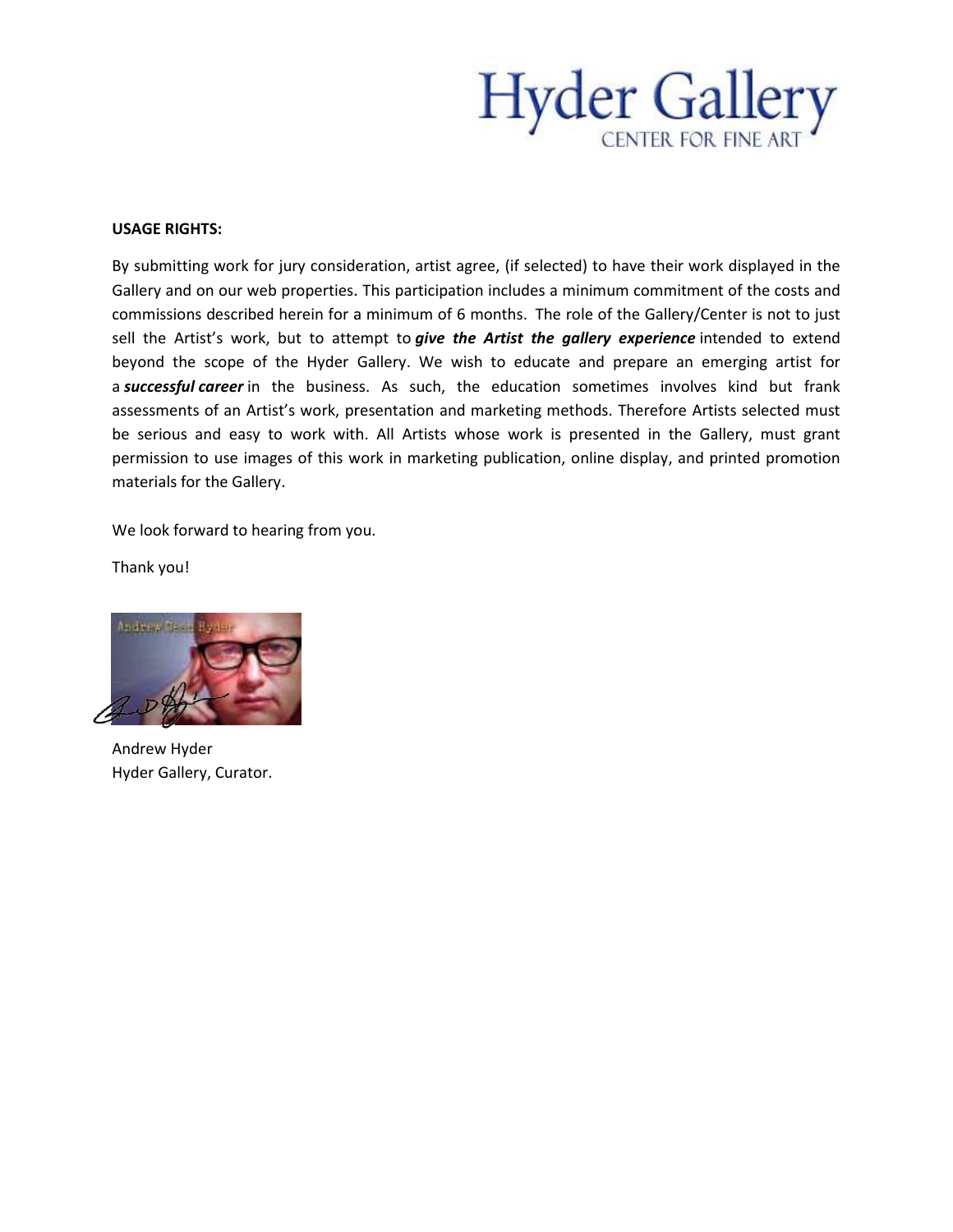# Hyder Gallery

CENTER FOR FINE ART

**USAGE RIGHTS:**

By submitting work for jury consideration, artist agree, (if selected) to have their work displayed in the Gallery and on our web properties. This participation includes a minimum commitment of the costs and commissions described herein for a minimum of 6 months. The role of the Gallery/Center is not to just sell the Artist's work, but to attempt to ***give the Artist the gallery experience*** intended to extend beyond the scope of the Hyder Gallery. We wish to educate and prepare an emerging artist for a ***successful career*** in the business. As such, the education sometimes involves kind but frank assessments of an Artist's work, presentation and marketing methods. Therefore Artists selected must be serious and easy to work with. All Artists whose work is presented in the Gallery, must grant permission to use images of this work in marketing publication, online display, and printed promotion materials for the Gallery.

We look forward to hearing from you.

Thank you!

Andrew Hyder
Hyder Gallery, Curator.